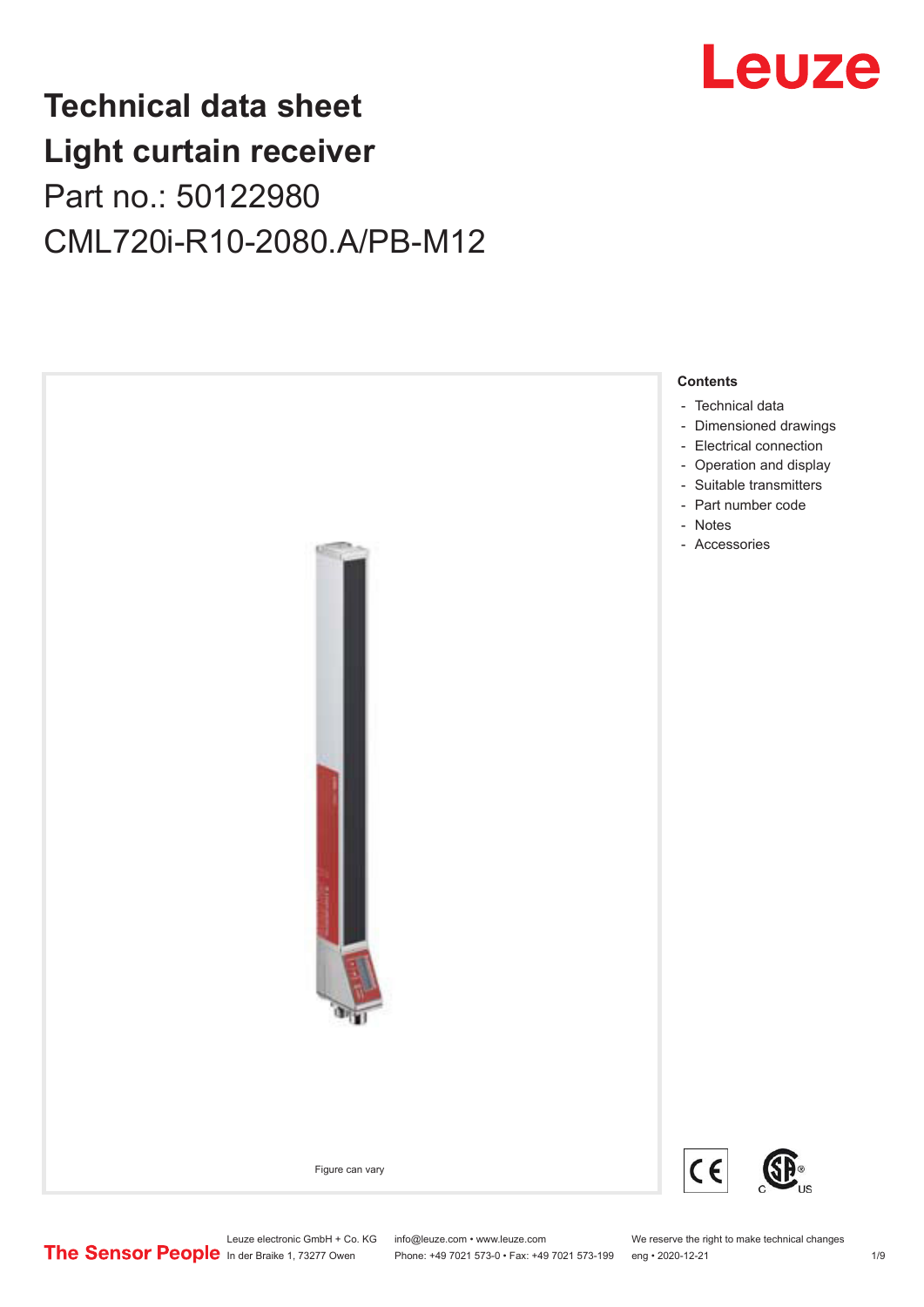Leuze

# Technical data sheet
# Light curtain receiver

Part no.: 50122980

CML720i-R10-2080.A/PB-M12

Figure can vary

**Contents**

- Technical data
- Dimensioned drawings
- Electrical connection
- Operation and display
- Suitable transmitters
- Part number code
- Notes
- Accessories

The Sensor People

Leuze electronic GmbH + Co. KG
In der Braike 1, 73277 Owen

info@leuze.com • www.leuze.com
Phone: +49 7021 573-0 • Fax: +49 7021 573-199

We reserve the right to make technical changes
eng • 2020-12-21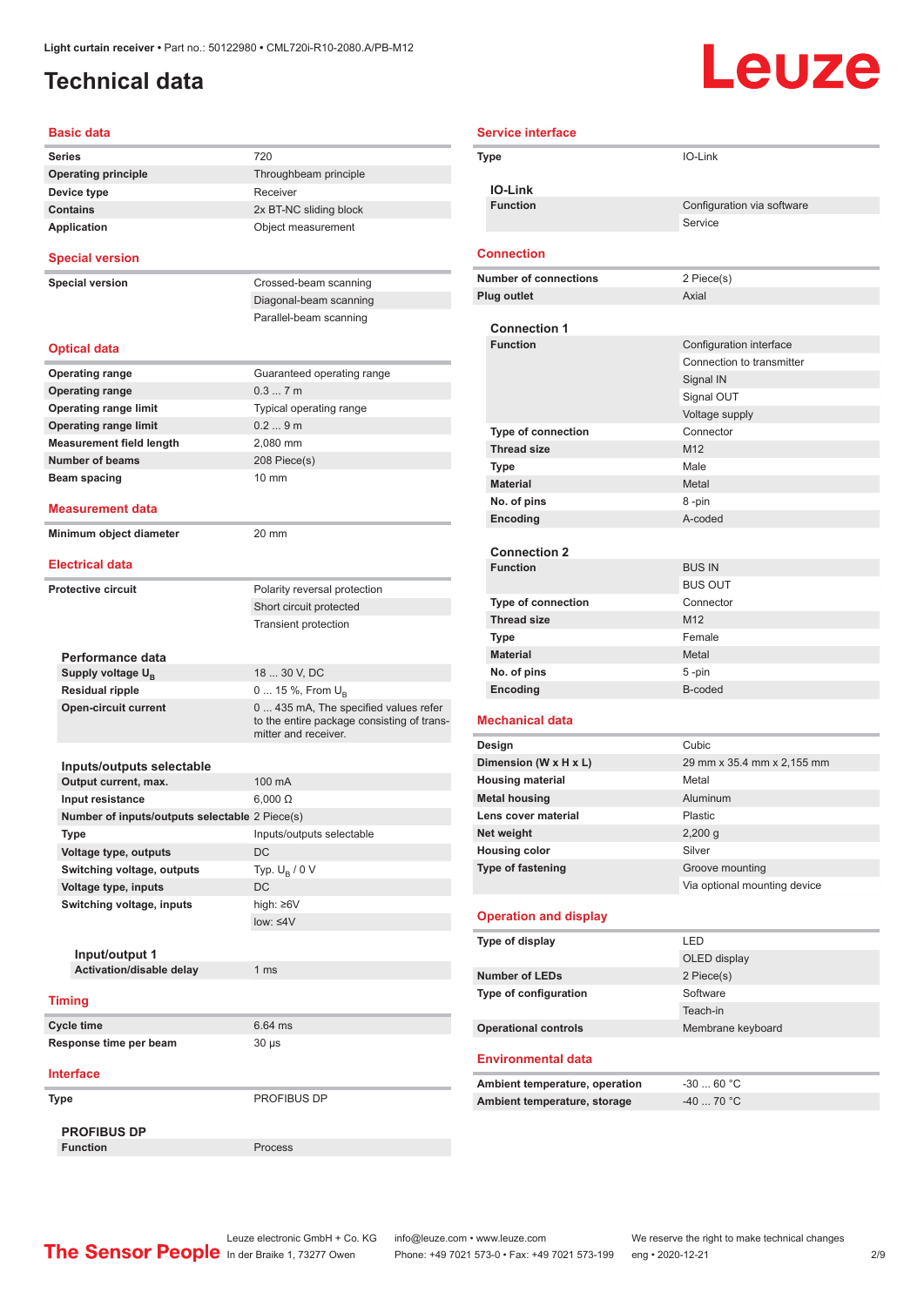Light curtain receiver • Part no.: 50122980 • CML720i-R10-2080.A/PB-M12

# Technical data

## Basic data

| | |
|---|---|
| Series | 720 |
| Operating principle | Throughbeam principle |
| Device type | Receiver |
| Contains | 2x BT-NC sliding block |
| Application | Object measurement |

## Special version

| | |
|---|---|
| Special version | Crossed-beam scanning |
| | Diagonal-beam scanning |
| | Parallel-beam scanning |

## Optical data

| | |
|---|---|
| Operating range | Guaranteed operating range |
| Operating range | 0.3 ... 7 m |
| Operating range limit | Typical operating range |
| Operating range limit | 0.2 ... 9 m |
| Measurement field length | 2,080 mm |
| Number of beams | 208 Piece(s) |
| Beam spacing | 10 mm |

## Measurement data

| | |
|---|---|
| Minimum object diameter | 20 mm |

## Electrical data

| | |
|---|---|
| Protective circuit | Polarity reversal protection |
| | Short circuit protected |
| | Transient protection |

### Performance data

| | |
|---|---|
| Supply voltage $U_B$ | 18 ... 30 V, DC |
| Residual ripple | 0 ... 15 %, From $U_B$ |
| Open-circuit current | 0 ... 435 mA, The specified values refer to the entire package consisting of transmitter and receiver. |

### Inputs/outputs selectable

| | |
|---|---|
| Output current, max. | 100 mA |
| Input resistance | 6,000 Ω |
| Number of inputs/outputs selectable | 2 Piece(s) |
| Type | Inputs/outputs selectable |
| Voltage type, outputs | DC |
| Switching voltage, outputs | Typ. $U_B$ / 0 V |
| Voltage type, inputs | DC |
| Switching voltage, inputs | high: ≥6V |
| | low: ≤4V |

#### Input/output 1

| | |
|---|---|
| Activation/disable delay | 1 ms |

## Timing

| | |
|---|---|
| Cycle time | 6.64 ms |
| Response time per beam | 30 µs |

## Interface

| | |
|---|---|
| Type | PROFIBUS DP |

### PROFIBUS DP

| | |
|---|---|
| Function | Process |

## Service interface

| | |
|---|---|
| Type | IO-Link |

### IO-Link

| | |
|---|---|
| Function | Configuration via software |
| | Service |

## Connection

| | |
|---|---|
| Number of connections | 2 Piece(s) |
| Plug outlet | Axial |

### Connection 1

| | |
|---|---|
| Function | Configuration interface |
| | Connection to transmitter |
| | Signal IN |
| | Signal OUT |
| | Voltage supply |
| Type of connection | Connector |
| Thread size | M12 |
| Type | Male |
| Material | Metal |
| No. of pins | 8 -pin |
| Encoding | A-coded |

### Connection 2

| | |
|---|---|
| Function | BUS IN |
| | BUS OUT |
| Type of connection | Connector |
| Thread size | M12 |
| Type | Female |
| Material | Metal |
| No. of pins | 5 -pin |
| Encoding | B-coded |

## Mechanical data

| | |
|---|---|
| Design | Cubic |
| Dimension (W x H x L) | 29 mm x 35.4 mm x 2,155 mm |
| Housing material | Metal |
| Metal housing | Aluminum |
| Lens cover material | Plastic |
| Net weight | 2,200 g |
| Housing color | Silver |
| Type of fastening | Groove mounting |
| | Via optional mounting device |

## Operation and display

| | |
|---|---|
| Type of display | LED |
| | OLED display |
| Number of LEDs | 2 Piece(s) |
| Type of configuration | Software |
| | Teach-in |
| Operational controls | Membrane keyboard |

## Environmental data

| | |
|---|---|
| Ambient temperature, operation | -30 ... 60 °C |
| Ambient temperature, storage | -40 ... 70 °C |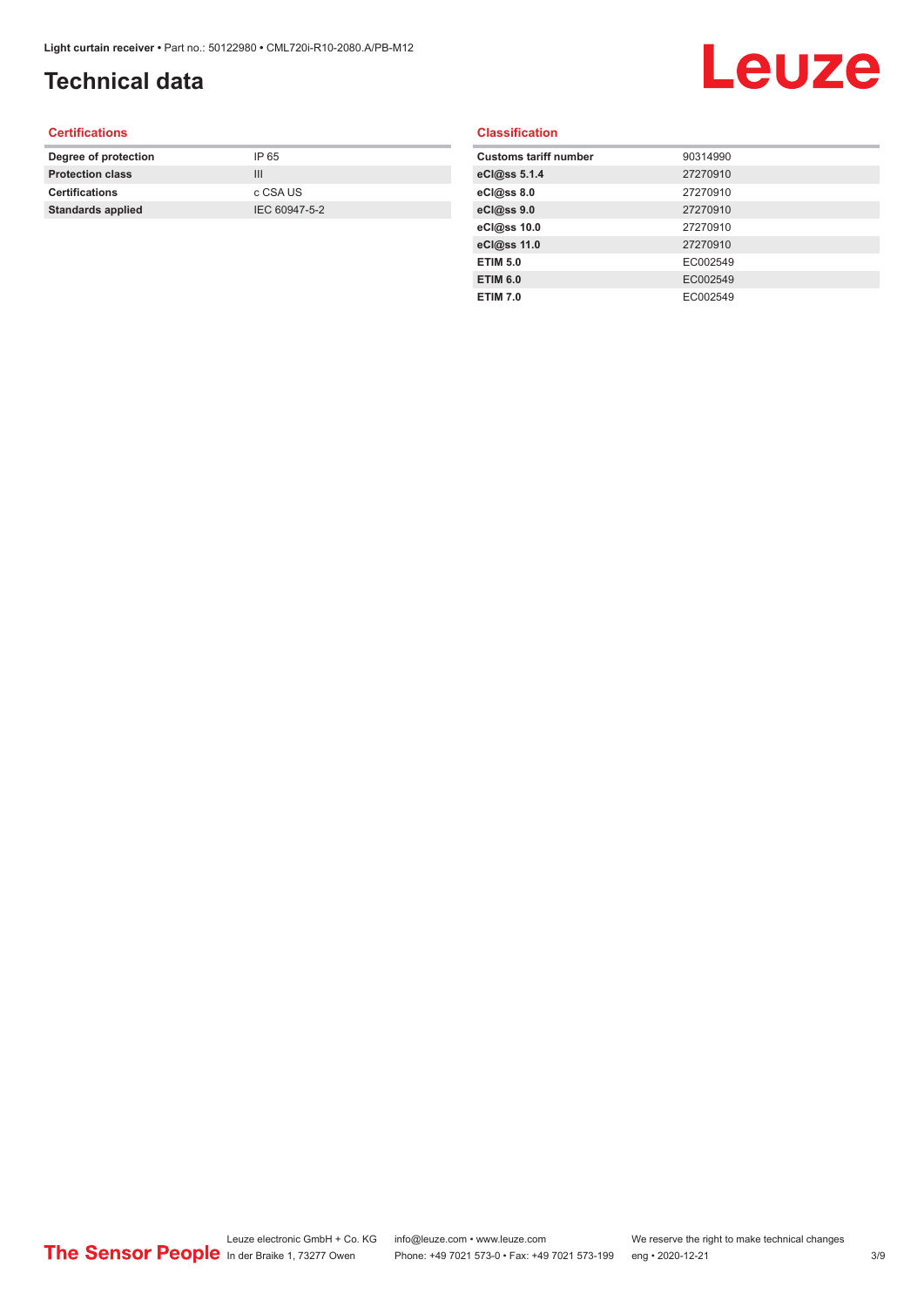# Technical data

## Certifications

| Degree of protection | IP 65 |
|---|---|
| Protection class | III |
| Certifications | c CSA US |
| Standards applied | IEC 60947-5-2 |

## Classification

| Customs tariff number | 90314990 |
|---|---|
| eCl@ss 5.1.4 | 27270910 |
| eCl@ss 8.0 | 27270910 |
| eCl@ss 9.0 | 27270910 |
| eCl@ss 10.0 | 27270910 |
| eCl@ss 11.0 | 27270910 |
| ETIM 5.0 | EC002549 |
| ETIM 6.0 | EC002549 |
| ETIM 7.0 | EC002549 |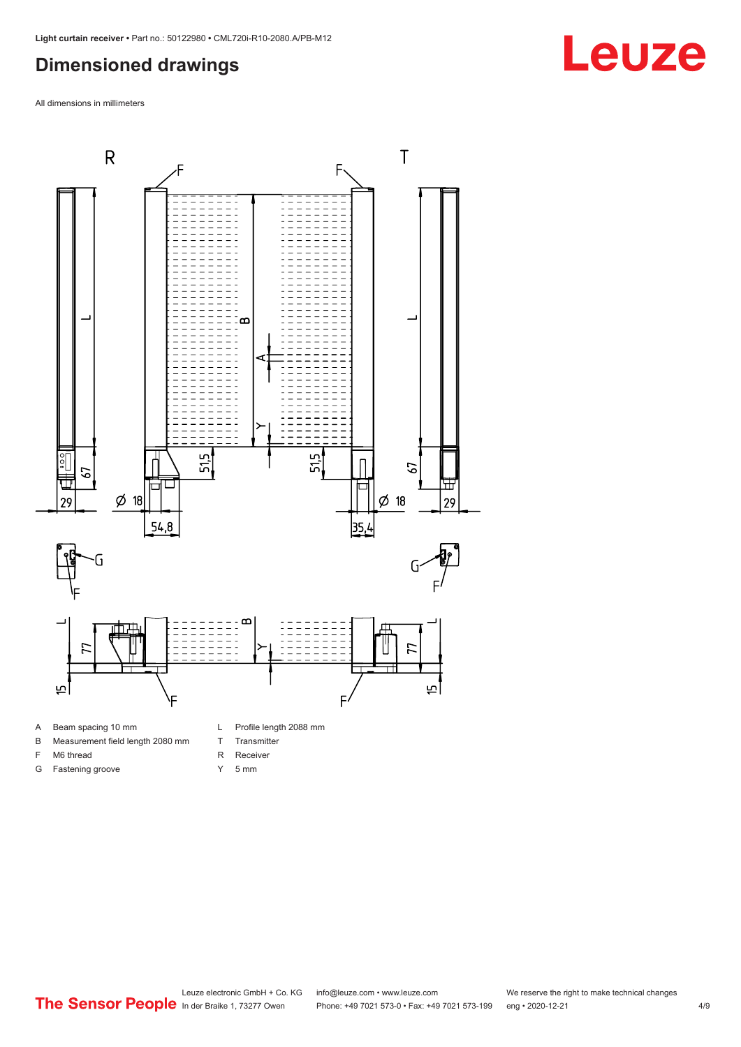## Dimensioned drawings

All dimensions in millimeters

| | | | |
|---|---|---|---|
| A | Beam spacing 10 mm | L | Profile length 2088 mm |
| B | Measurement field length 2080 mm | T | Transmitter |
| F | M6 thread | R | Receiver |
| G | Fastening groove | Y | 5 mm |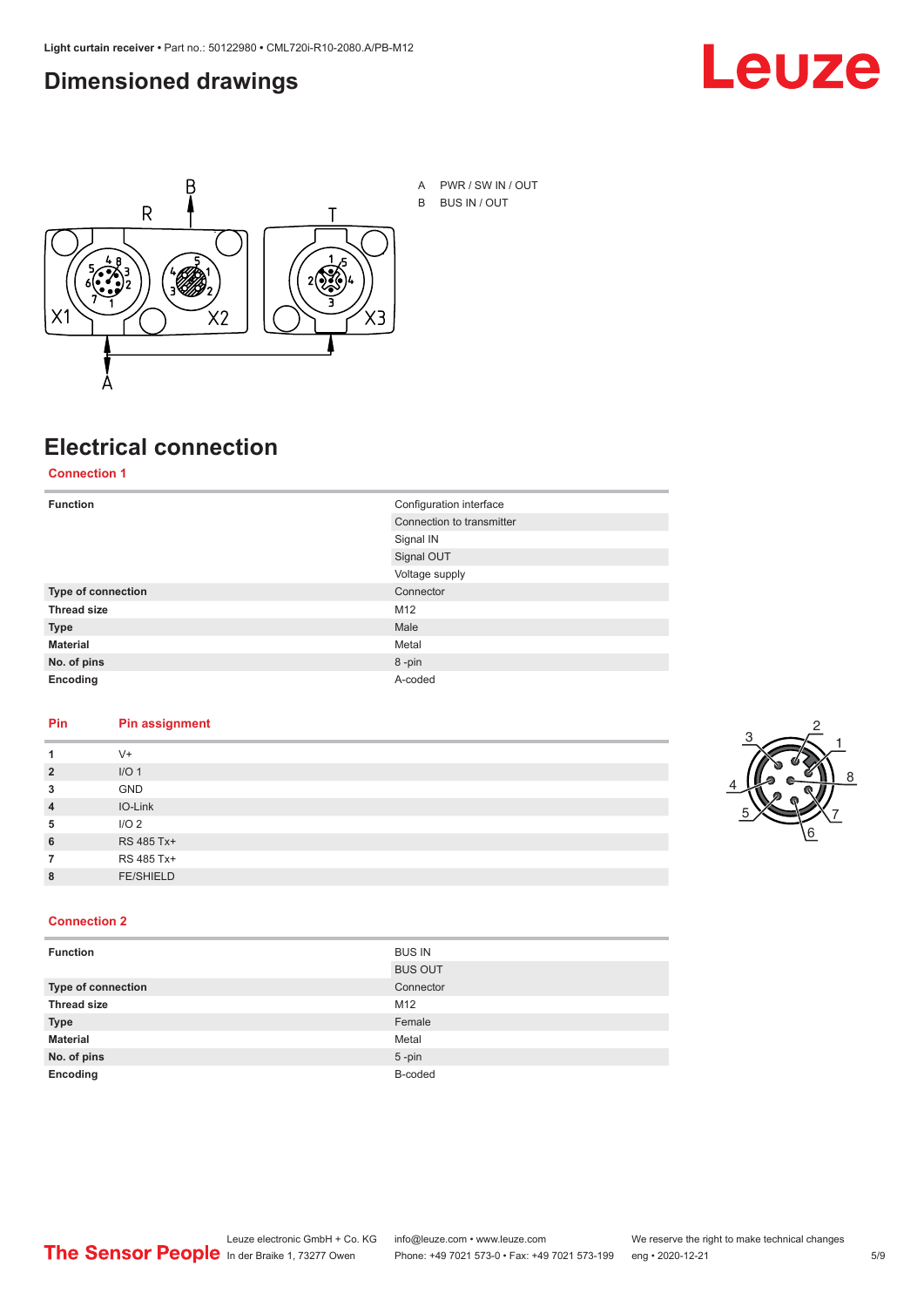# Dimensioned drawings

A PWR / SW IN / OUT

B BUS IN / OUT

# Electrical connection

## Connection 1

| Function | Configuration interface |
|---|---|
| | Connection to transmitter |
| | Signal IN |
| | Signal OUT |
| | Voltage supply |
| **Type of connection** | Connector |
| **Thread size** | M12 |
| **Type** | Male |
| **Material** | Metal |
| **No. of pins** | 8 -pin |
| **Encoding** | A-coded |

| Pin | Pin assignment |
|---|---|
| **1** | V+ |
| **2** | I/O 1 |
| **3** | GND |
| **4** | IO-Link |
| **5** | I/O 2 |
| **6** | RS 485 Tx+ |
| **7** | RS 485 Tx+ |
| **8** | FE/SHIELD |

## Connection 2

| Function | BUS IN |
|---|---|
| | BUS OUT |
| **Type of connection** | Connector |
| **Thread size** | M12 |
| **Type** | Female |
| **Material** | Metal |
| **No. of pins** | 5 -pin |
| **Encoding** | B-coded |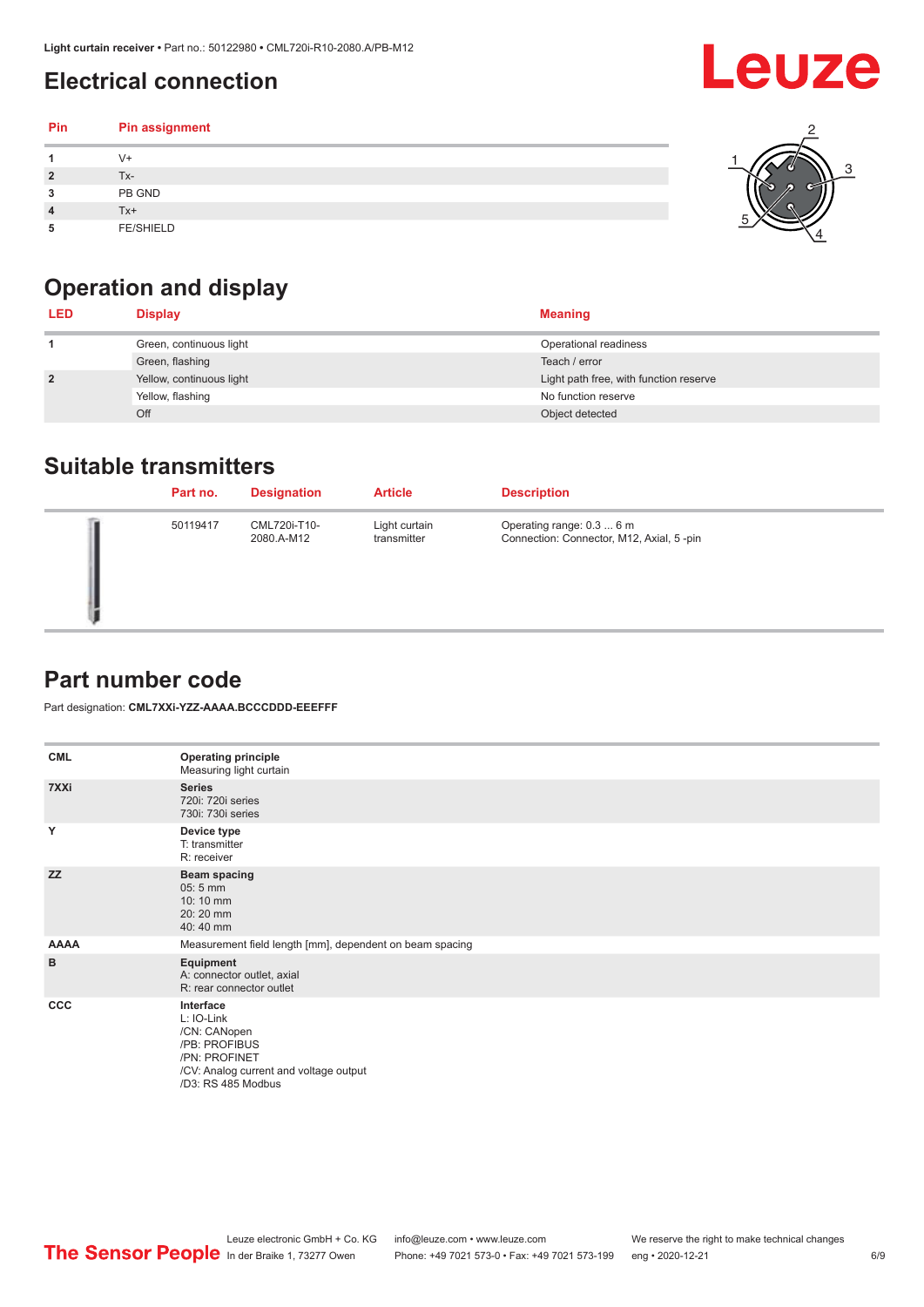## Electrical connection

| Pin | Pin assignment |
|---|---|
| 1 | V+ |
| 2 | Tx- |
| 3 | PB GND |
| 4 | Tx+ |
| 5 | FE/SHIELD |

## Operation and display

| LED | Display | Meaning |
|---|---|---|
| 1 | Green, continuous light | Operational readiness |
| | Green, flashing | Teach / error |
| 2 | Yellow, continuous light | Light path free, with function reserve |
| | Yellow, flashing | No function reserve |
| | Off | Object detected |

## Suitable transmitters

| Part no. | Designation | Article | Description |
|---|---|---|---|
| 50119417 | CML720i-T10-2080.A-M12 | Light curtain transmitter | Operating range: 0.3 ... 6 m<br>Connection: Connector, M12, Axial, 5 -pin |

## Part number code

Part designation: **CML7XXi-YZZ-AAAA.BCCCDDD-EEEFFF**

| | |
|---|---|
| **CML** | **Operating principle**<br>Measuring light curtain |
| **7XXi** | **Series**<br>720i: 720i series<br>730i: 730i series |
| **Y** | **Device type**<br>T: transmitter<br>R: receiver |
| **ZZ** | **Beam spacing**<br>05: 5 mm<br>10: 10 mm<br>20: 20 mm<br>40: 40 mm |
| **AAAA** | Measurement field length [mm], dependent on beam spacing |
| **B** | **Equipment**<br>A: connector outlet, axial<br>R: rear connector outlet |
| **CCC** | **Interface**<br>L: IO-Link<br>/CN: CANopen<br>/PB: PROFIBUS<br>/PN: PROFINET<br>/CV: Analog current and voltage output<br>/D3: RS 485 Modbus |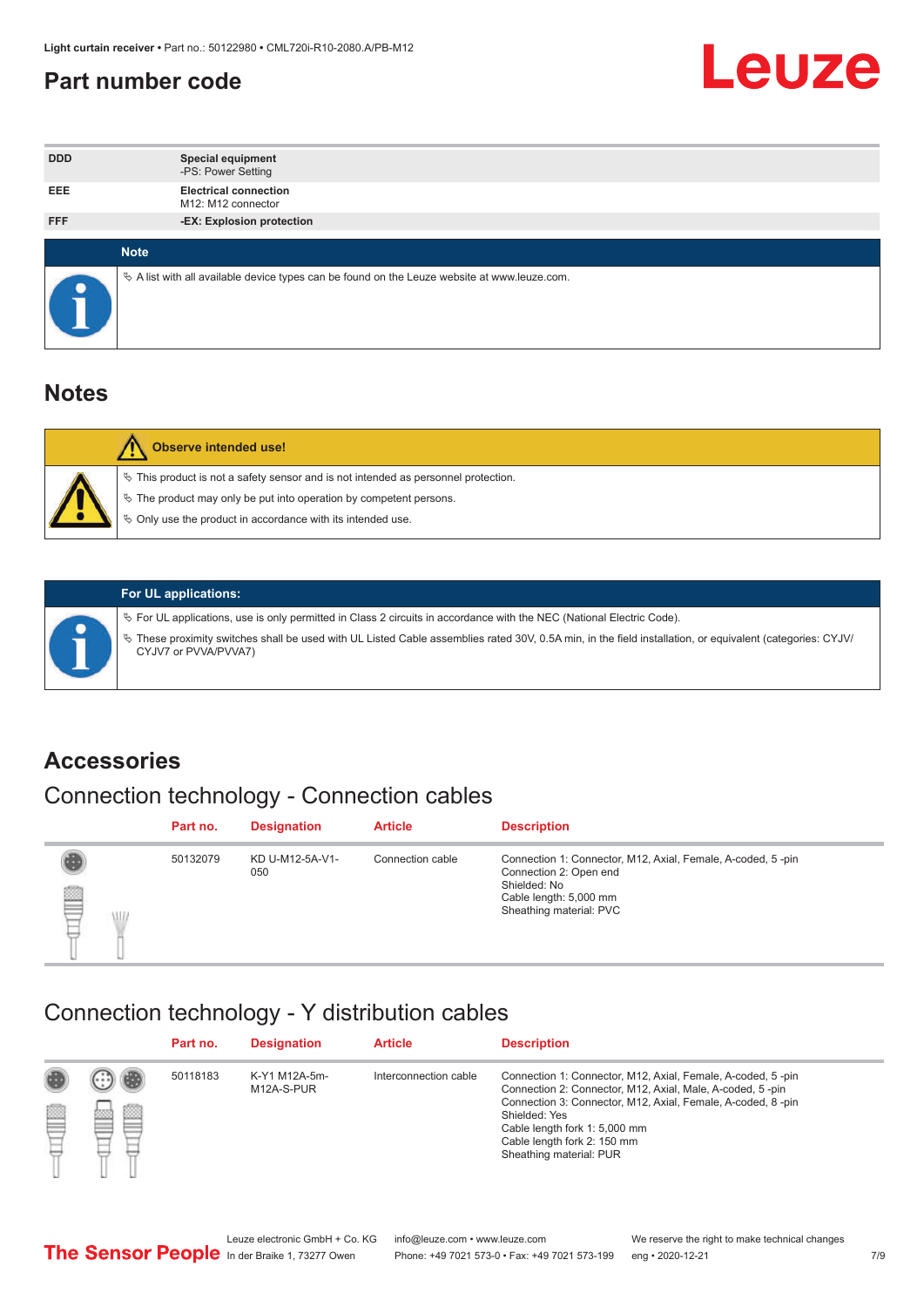## Part number code

| | |
|---|---|
| **DDD** | **Special equipment**<br>-PS: Power Setting |
| **EEE** | **Electrical connection**<br>M12: M12 connector |
| **FFF** | **-EX: Explosion protection** |

**Note**

- A list with all available device types can be found on the Leuze website at www.leuze.com.

## Notes

**Observe intended use!**

- This product is not a safety sensor and is not intended as personnel protection.
- The product may only be put into operation by competent persons.
- Only use the product in accordance with its intended use.

**For UL applications:**

- For UL applications, use is only permitted in Class 2 circuits in accordance with the NEC (National Electric Code).
- These proximity switches shall be used with UL Listed Cable assemblies rated 30V, 0.5A min, in the field installation, or equivalent (categories: CYJV/CYJV7 or PVVA/PVVA7)

## Accessories

### Connection technology - Connection cables

| Part no. | Designation | Article | Description |
|---|---|---|---|
| 50132079 | KD U-M12-5A-V1-050 | Connection cable | Connection 1: Connector, M12, Axial, Female, A-coded, 5 -pin<br>Connection 2: Open end<br>Shielded: No<br>Cable length: 5,000 mm<br>Sheathing material: PVC |

### Connection technology - Y distribution cables

| Part no. | Designation | Article | Description |
|---|---|---|---|
| 50118183 | K-Y1 M12A-5m-M12A-S-PUR | Interconnection cable | Connection 1: Connector, M12, Axial, Female, A-coded, 5 -pin<br>Connection 2: Connector, M12, Axial, Male, A-coded, 5 -pin<br>Connection 3: Connector, M12, Axial, Female, A-coded, 8 -pin<br>Shielded: Yes<br>Cable length fork 1: 5,000 mm<br>Cable length fork 2: 150 mm<br>Sheathing material: PUR |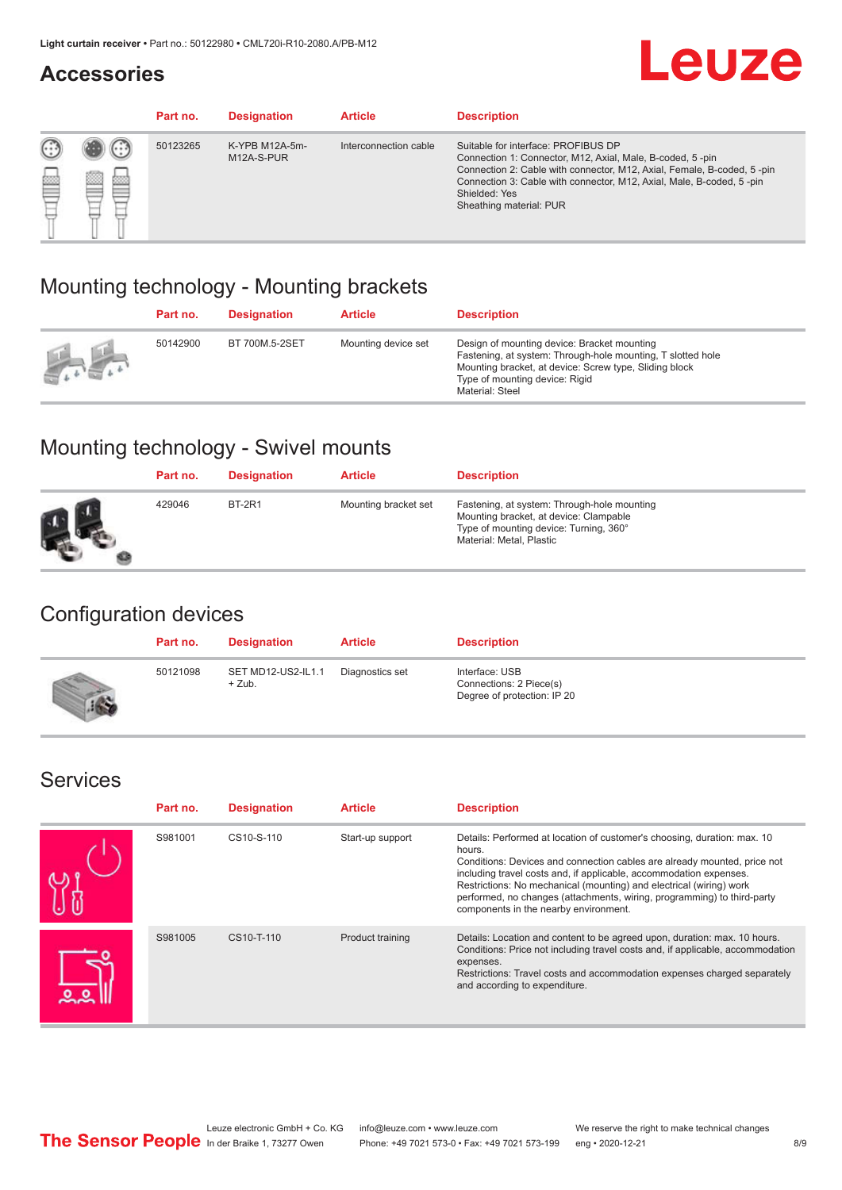## Accessories

| Part no. | Designation | Article | Description |
|---|---|---|---|
| 50123265 | K-YPB M12A-5m-M12A-S-PUR | Interconnection cable | Suitable for interface: PROFIBUS DP<br>Connection 1: Connector, M12, Axial, Male, B-coded, 5 -pin<br>Connection 2: Cable with connector, M12, Axial, Female, B-coded, 5 -pin<br>Connection 3: Cable with connector, M12, Axial, Male, B-coded, 5 -pin<br>Shielded: Yes<br>Sheathing material: PUR |

## Mounting technology - Mounting brackets

| Part no. | Designation | Article | Description |
|---|---|---|---|
| 50142900 | BT 700M.5-2SET | Mounting device set | Design of mounting device: Bracket mounting<br>Fastening, at system: Through-hole mounting, T slotted hole<br>Mounting bracket, at device: Screw type, Sliding block<br>Type of mounting device: Rigid<br>Material: Steel |

## Mounting technology - Swivel mounts

| Part no. | Designation | Article | Description |
|---|---|---|---|
| 429046 | BT-2R1 | Mounting bracket set | Fastening, at system: Through-hole mounting<br>Mounting bracket, at device: Clampable<br>Type of mounting device: Turning, 360°<br>Material: Metal, Plastic |

## Configuration devices

| Part no. | Designation | Article | Description |
|---|---|---|---|
| 50121098 | SET MD12-US2-IL1.1 + Zub. | Diagnostics set | Interface: USB<br>Connections: 2 Piece(s)<br>Degree of protection: IP 20 |

## Services

| Part no. | Designation | Article | Description |
|---|---|---|---|
| S981001 | CS10-S-110 | Start-up support | Details: Performed at location of customer's choosing, duration: max. 10 hours.<br>Conditions: Devices and connection cables are already mounted, price not including travel costs and, if applicable, accommodation expenses.<br>Restrictions: No mechanical (mounting) and electrical (wiring) work performed, no changes (attachments, wiring, programming) to third-party components in the nearby environment. |
| S981005 | CS10-T-110 | Product training | Details: Location and content to be agreed upon, duration: max. 10 hours.<br>Conditions: Price not including travel costs and, if applicable, accommodation expenses.<br>Restrictions: Travel costs and accommodation expenses charged separately and according to expenditure. |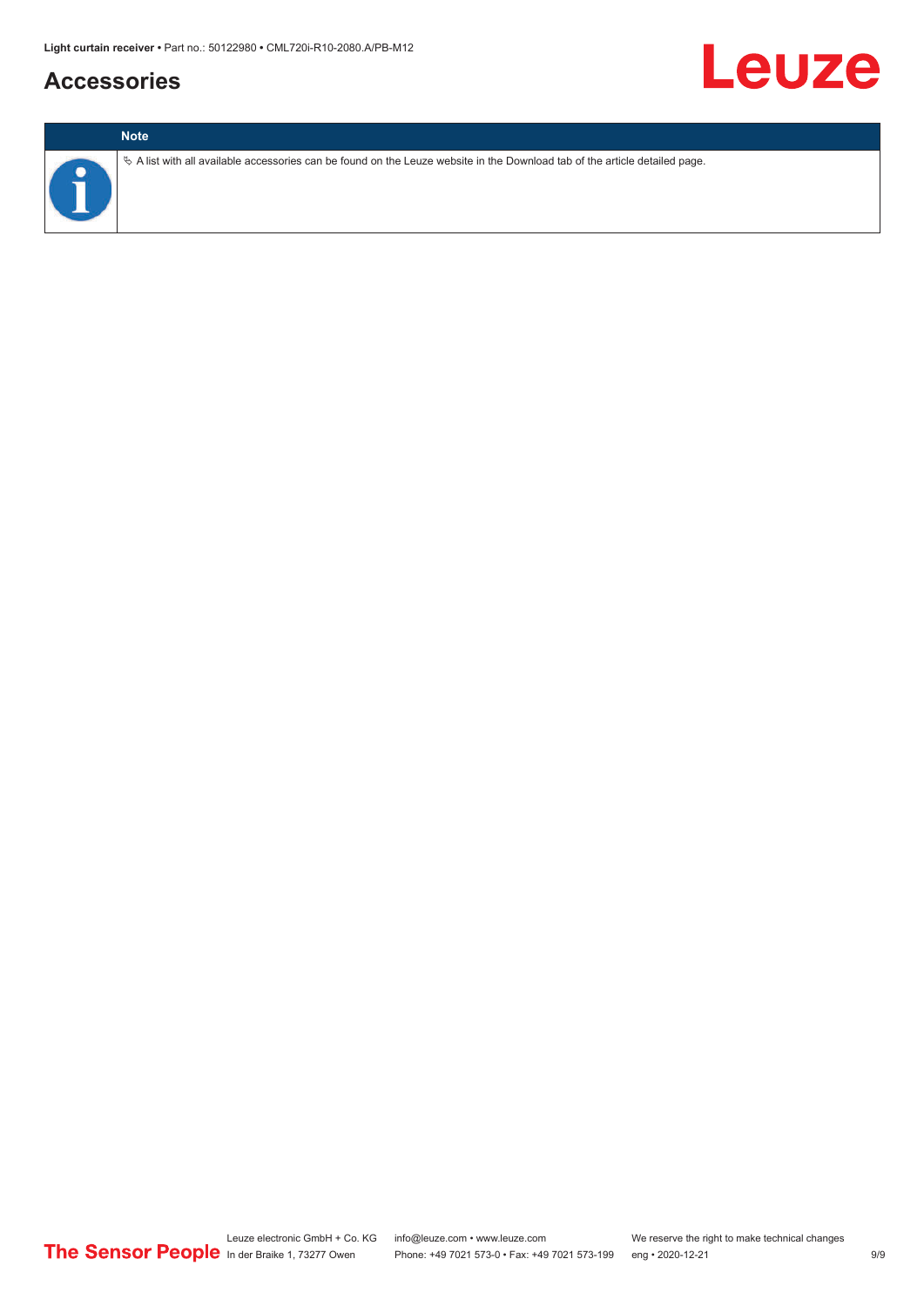## Accessories

| Note |
|---|
| ↳ A list with all available accessories can be found on the Leuze website in the Download tab of the article detailed page. |